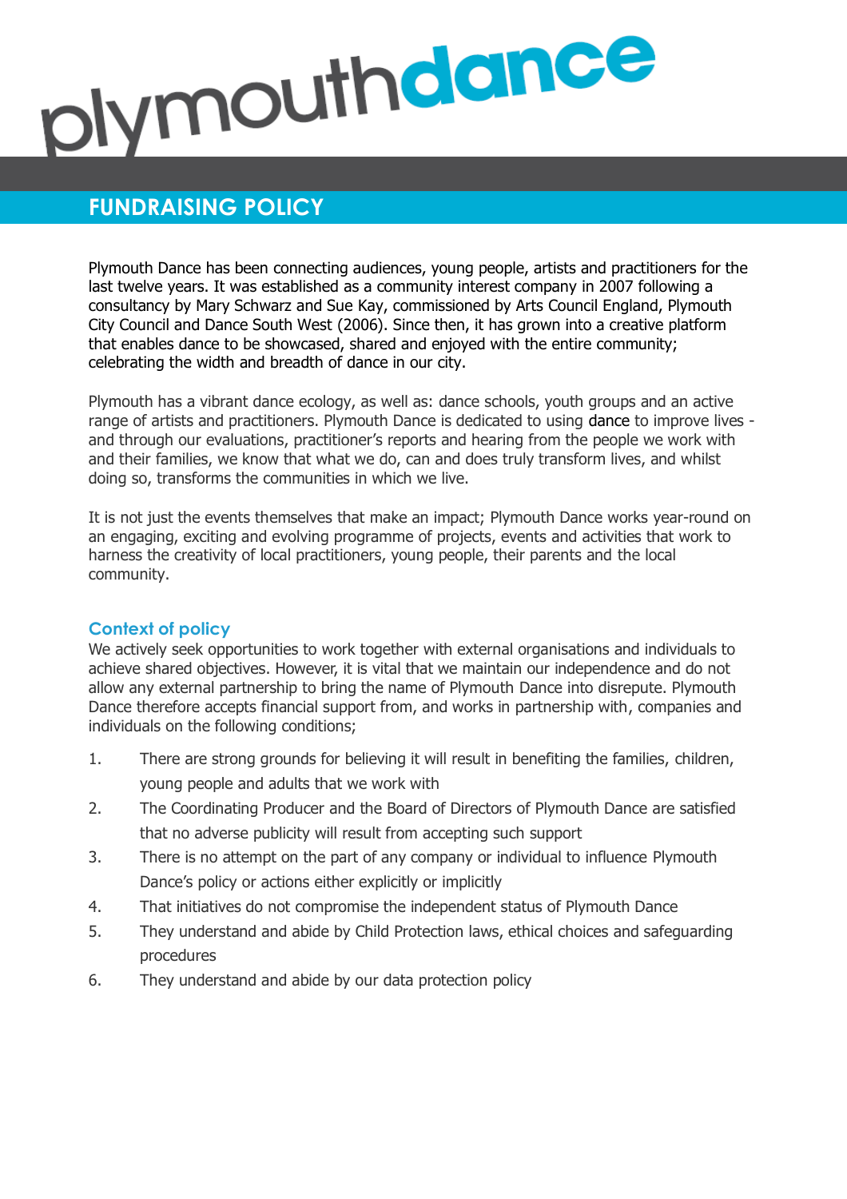plymouthdance

# FUNDRAISING POLICY

Plymouth Dance has been connecting audiences, young people, artists and practitioners for the last twelve years. It was established as a community interest company in 2007 following a consultancy by Mary Schwarz and Sue Kay, commissioned by Arts Council England, Plymouth City Council and Dance South West (2006). Since then, it has grown into a creative platform that enables dance to be showcased, shared and enjoyed with the entire community; celebrating the width and breadth of dance in our city.

Plymouth has a vibrant dance ecology, as well as: dance schools, youth groups and an active range of artists and practitioners. Plymouth Dance is dedicated to using dance to improve lives - and through our evaluations, practitioner's reports and hearing from the people we work with and their families, we know that what we do, can and does truly transform lives, and whilst doing so, transforms the communities in which we live.

It is not just the events themselves that make an impact; Plymouth Dance works year-round on an engaging, exciting and evolving programme of projects, events and activities that work to harness the creativity of local practitioners, young people, their parents and the local community.

## Context of policy

We actively seek opportunities to work together with external organisations and individuals to achieve shared objectives. However, it is vital that we maintain our independence and do not allow any external partnership to bring the name of Plymouth Dance into disrepute. Plymouth Dance therefore accepts financial support from, and works in partnership with, companies and individuals on the following conditions;

1. There are strong grounds for believing it will result in benefiting the families, children, young people and adults that we work with
2. The Coordinating Producer and the Board of Directors of Plymouth Dance are satisfied that no adverse publicity will result from accepting such support
3. There is no attempt on the part of any company or individual to influence Plymouth Dance's policy or actions either explicitly or implicitly
4. That initiatives do not compromise the independent status of Plymouth Dance
5. They understand and abide by Child Protection laws, ethical choices and safeguarding procedures
6. They understand and abide by our data protection policy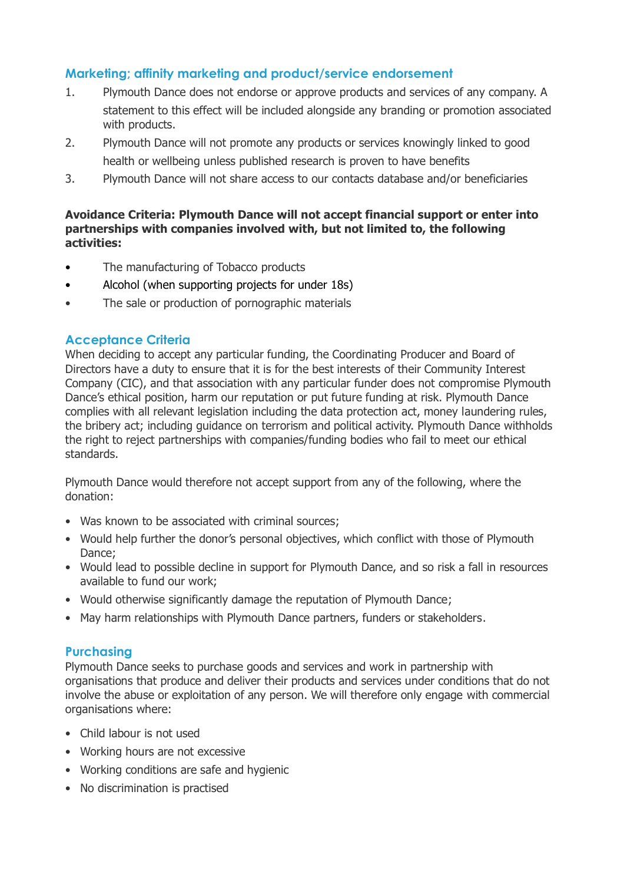## Marketing; affinity marketing and product/service endorsement

1. Plymouth Dance does not endorse or approve products and services of any company. A statement to this effect will be included alongside any branding or promotion associated with products.
2. Plymouth Dance will not promote any products or services knowingly linked to good health or wellbeing unless published research is proven to have benefits
3. Plymouth Dance will not share access to our contacts database and/or beneficiaries

**Avoidance Criteria: Plymouth Dance will not accept financial support or enter into partnerships with companies involved with, but not limited to, the following activities:**

- The manufacturing of Tobacco products
- Alcohol (when supporting projects for under 18s)
- The sale or production of pornographic materials

## Acceptance Criteria

When deciding to accept any particular funding, the Coordinating Producer and Board of Directors have a duty to ensure that it is for the best interests of their Community Interest Company (CIC), and that association with any particular funder does not compromise Plymouth Dance's ethical position, harm our reputation or put future funding at risk. Plymouth Dance complies with all relevant legislation including the data protection act, money laundering rules, the bribery act; including guidance on terrorism and political activity. Plymouth Dance withholds the right to reject partnerships with companies/funding bodies who fail to meet our ethical standards.

Plymouth Dance would therefore not accept support from any of the following, where the donation:

- Was known to be associated with criminal sources;
- Would help further the donor's personal objectives, which conflict with those of Plymouth Dance;
- Would lead to possible decline in support for Plymouth Dance, and so risk a fall in resources available to fund our work;
- Would otherwise significantly damage the reputation of Plymouth Dance;
- May harm relationships with Plymouth Dance partners, funders or stakeholders.

## Purchasing

Plymouth Dance seeks to purchase goods and services and work in partnership with organisations that produce and deliver their products and services under conditions that do not involve the abuse or exploitation of any person. We will therefore only engage with commercial organisations where:

- Child labour is not used
- Working hours are not excessive
- Working conditions are safe and hygienic
- No discrimination is practised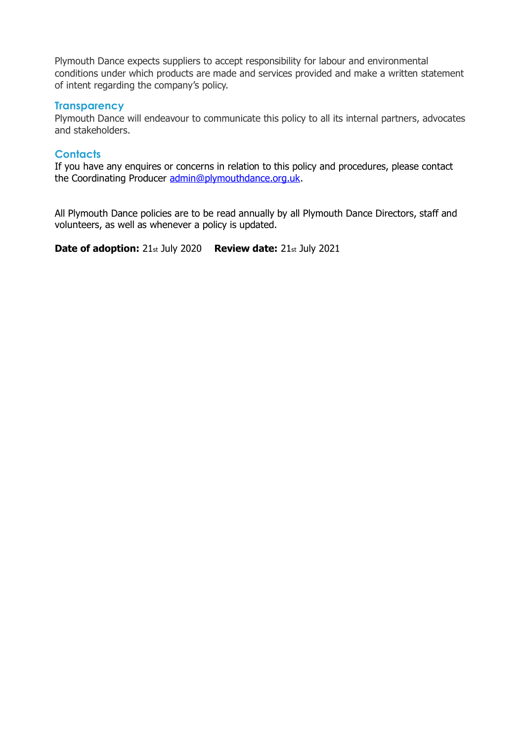Plymouth Dance expects suppliers to accept responsibility for labour and environmental conditions under which products are made and services provided and make a written statement of intent regarding the company's policy.

## Transparency

Plymouth Dance will endeavour to communicate this policy to all its internal partners, advocates and stakeholders.

## Contacts

If you have any enquires or concerns in relation to this policy and procedures, please contact the Coordinating Producer admin@plymouthdance.org.uk.

All Plymouth Dance policies are to be read annually by all Plymouth Dance Directors, staff and volunteers, as well as whenever a policy is updated.

**Date of adoption:** 21st July 2020 **Review date:** 21st July 2021